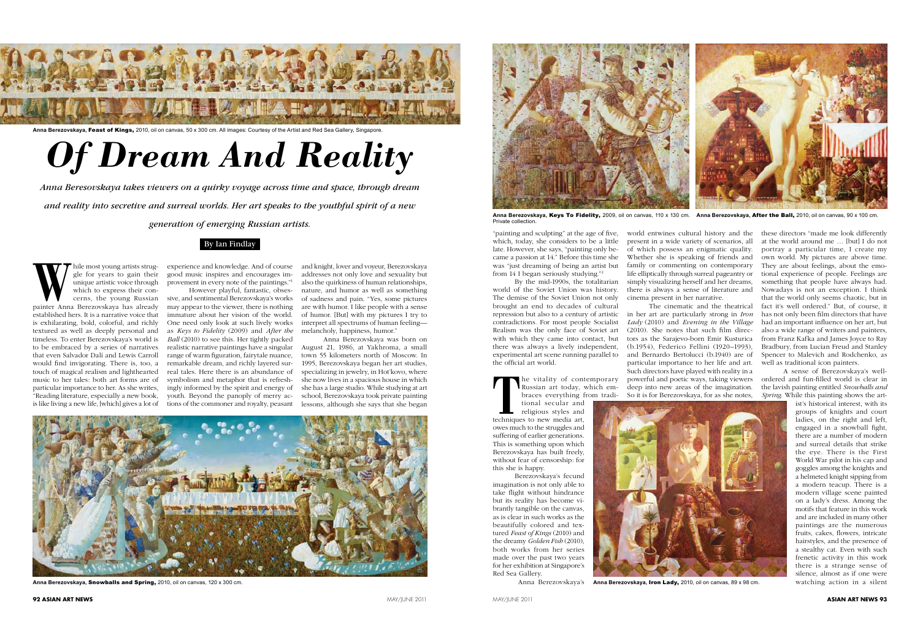Anna Berezovskaya, **Feast of Kings,** 2010, oil on canvas, 50 x 300 cm. All images: Courtesy of the Artist and Red Sea Gallery, Singapore.

# *Of Dream And Reality*

*Anna Beresovskaya takes viewers on a quirky voyage across time and space, through dream and reality into secretive and surreal worlds. Her art speaks to the youthful spirit of a new generation of emerging Russian artists.*

By Ian Findlay

While most young artists struggle for years to gain their unique artistic voice through which to express their concerns, the young Russian painter Anna Berezovskaya has already established hers. It is a narrative voice that is exhilarating, bold, colorful, and richly textured as well as deeply personal and timeless. To enter Berezovskaya's world is to be embraced by a series of narratives that even Salvador Dalí and Lewis Carroll would find invigorating. There is, too, a touch of magical realism and lighthearted music to her tales: both art forms are of particular importance to her. As she writes, "Reading literature, especially a new book, is like living a new life, [which] gives a lot of experience and knowledge. And of course good music inspires and encourages improvement in every note of the paintings."[1]

However playful, fantastic, obsessive, and sentimental Berezovskaya's works may appear to the viewer, there is nothing immature about her vision of the world. One need only look at such lively works as *Keys to Fidelity* (2009) and *After the Ball* (2010) to see this. Her tightly packed realistic narrative paintings have a singular range of warm figuration, fairytale nuance, remarkable dream, and richly layered surreal tales. Here there is an abundance of symbolism and metaphor that is refreshingly informed by the spirit and energy of youth. Beyond the panoply of merry actions of the commoner and royalty, peasant and knight, lover and voyeur, Berezovskaya addresses not only love and sexuality but also the quirkiness of human relationships, nature, and humor as well as something of sadness and pain. "Yes, some pictures are with humor. I like people with a sense of humor. [But] with my pictures I try to interpret all spectrums of human feeling—melancholy, happiness, humor."

Anna Berezovskaya was born on August 21, 1986, at Yakhroma, a small town 55 kilometers north of Moscow. In 1995, Berezovskaya began her art studies, specializing in jewelry, in Hot'kovo, where she now lives in a spacious house in which she has a large studio. While studying at art school, Berezovskaya took private painting lessons, although she says that she began "painting and sculpting" at the age of five, which, today, she considers to be a little late. However, she says, "painting only became a passion at 14." Before this time she was "just dreaming of being an artist but from 14 I began seriously studying."[2]

By the mid-1990s, the totalitarian world of the Soviet Union was history. The demise of the Soviet Union not only brought an end to decades of cultural repression but also to a century of artistic contradictions. For most people Socialist Realism was the only face of Soviet art with which they came into contact, but there was always a lively independent, experimental art scene running parallel to the official art world.

The vitality of contemporary Russian art today, which embraces everything from traditional secular and religious styles and techniques to new media art, owes much to the struggles and suffering of earlier generations. This is something upon which Berezovskaya has built freely, without fear of censorship: for this she is happy.

Berezovskaya's fecund imagination is not only able to take flight without hindrance but its reality has become vibrantly tangible on the canvas, as is clear in such works as the beautifully colored and textured *Feast of Kings* (2010) and the dreamy *Golden Fish* (2010), both works from her series made over the past two years for her exhibition at Singapore's Red Sea Gallery.

Anna Berezovskaya's world entwines cultural history and the present in a wide variety of scenarios, all of which possess an enigmatic quality. Whether she is speaking of friends and family or commenting on contemporary life elliptically through surreal pageantry or simply visualizing herself and her dreams, there is always a sense of literature and cinema present in her narrative.

The cinematic and the theatrical in her art are particularly strong in *Iron Lady* (2010) and *Evening in the Village* (2010). She notes that such film directors as the Sarajevo-born Emir Kusturica (b.1954), Federico Fellini (1920–1993), and Bernardo Bertolucci (b.1940) are of particular importance to her life and art. Such directors have played with reality in a powerful and poetic ways, taking viewers deep into new areas of the imagination. So it is for Berezovskaya, for as she notes, these directors "made me look differently at the world around me … [but] I do not portray a particular time, I create my own world. My pictures are above time. They are about feelings, about the emotional experience of people. Feelings are something that people have always had. Nowadays is not an exception. I think that the world only seems chaotic, but in fact it's well ordered." But, of course, it has not only been film directors that have had an important influence on her art, but also a wide range of writers and painters, from Franz Kafka and James Joyce to Ray Bradbury, from Lucian Freud and Stanley Spencer to Malevich and Rodchenko, as well as traditional icon painters.

A sense of Berezovskaya's well-ordered and fun-filled world is clear in the lavish painting entitled *Snowballs and Spring*. While this painting shows the artist's historical interest, with its groups of knights and court ladies, on the right and left, engaged in a snowball fight, there are a number of modern and surreal details that strike the eye. There is the First World War pilot in his cap and goggles among the knights and a helmeted knight sipping from a modern teacup. There is a modern village scene painted on a lady's dress. Among the motifs that feature in this work and are included in many other paintings are the numerous fruits, cakes, flowers, intricate hairstyles, and the presence of a stealthy cat. Even with such frenetic activity in this work there is a strange sense of silence, almost as if one were watching action in a silent

Anna Berezovskaya, **Keys To Fidelity,** 2009, oil on canvas, 110 x 130 cm. Private collection.

Anna Berezovskaya, **After the Ball,** 2010, oil on canvas, 90 x 100 cm.

Anna Berezovskaya, **Snowballs and Spring,** 2010, oil on canvas, 120 x 300 cm.

Anna Berezovskaya, **Iron Lady,** 2010, oil on canvas, 89 x 98 cm.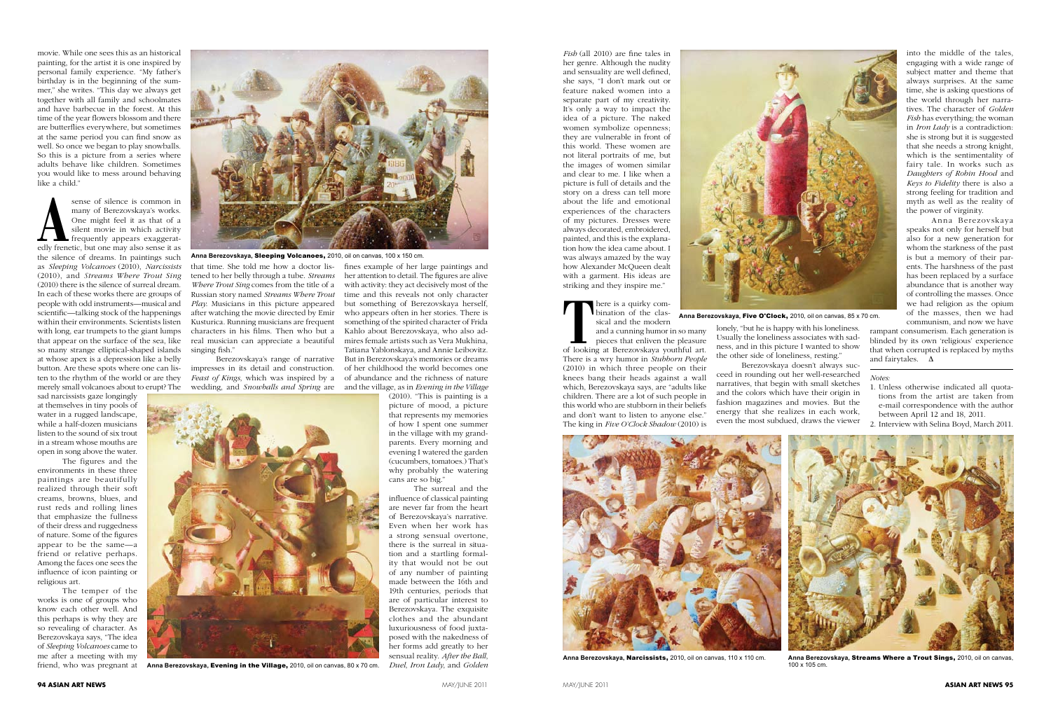movie. While one sees this as an historical painting, for the artist it is one inspired by personal family experience. "My father's birthday is in the beginning of the summer," she writes. "This day we always get together with all family and schoolmates and have barbecue in the forest. At this time of the year flowers blossom and there are butterflies everywhere, but sometimes at the same period you can find snow as well. So once we began to play snowballs. So this is a picture from a series where adults behave like children. Sometimes you would like to mess around behaving like a child."

A sense of silence is common in many of Berezovskaya's works. One might feel it as that of a silent movie in which activity frequently appears exaggeratedly frenetic, but one may also sense it as the silence of dreams. In paintings such as *Sleeping Volcanoes* (2010), *Narcissists* (2010), and *Streams Where Trout Sing* (2010) there is the silence of surreal dream. In each of these works there are groups of people with odd instruments—musical and scientific—talking stock of the happenings within their environments. Scientists listen with long, ear trumpets to the giant lumps that appear on the surface of the sea, like so many strange elliptical-shaped islands at whose apex is a depression like a belly button. Are these spots where one can listen to the rhythm of the world or are they merely small volcanoes about to erupt? The sad narcissists gaze longingly at themselves in tiny pools of water in a rugged landscape, while a half-dozen musicians listen to the sound of six trout in a stream whose mouths are open in song above the water.

The figures and the environments in these three paintings are beautifully realized through their soft creams, browns, blues, and rust reds and rolling lines that emphasize the fullness of their dress and ruggedness of nature. Some of the figures appear to be the same—a friend or relative perhaps. Among the faces one sees the influence of icon painting or religious art.

The temper of the works is one of groups who know each other well. And this perhaps is why they are so revealing of character. As Berezovskaya says, "The idea of *Sleeping Volcanoes* came to me after a meeting with my friend, who was pregnant at that time. She told me how a doctor listened to her belly through a tube. *Streams Where Trout Sing* comes from the title of a Russian story named *Streams Where Trout Play.* Musicians in this picture appeared after watching the movie directed by Emir Kusturica. Running musicians are frequent characters in his films. Then who but a real musician can appreciate a beautiful singing fish."

Berezovskaya's range of narrative impresses in its detail and construction. *Feast of Kings*, which was inspired by a wedding, and *Snowballs and Spring* are fines example of her large paintings and her attention to detail. The figures are alive with activity: they act decisively most of the time and this reveals not only character but something of Berezovskaya herself, who appears often in her stories. There is something of the spirited character of Frida Kahlo about Berezovskaya, who also admires female artists such as Vera Mukhina, Tatiana Yablonskaya, and Annie Leibovitz. But in Berezovskaya's memories or dreams of her childhood the world becomes one of abundance and the richness of nature and the village, as in *Evening in the Village* (2010). "This is painting is a picture of mood, a picture that represents my memories of how I spent one summer in the village with my grandparents. Every morning and evening I watered the garden (cucumbers, tomatoes.) That's why probably the watering cans are so big."

The surreal and the influence of classical painting are never far from the heart of Berezovskaya's narrative. Even when her work has a strong sensual overtone, there is the surreal in situation and a startling formality that would not be out of any number of painting made between the 16th and 19th centuries, periods that are of particular interest to Berezovskaya. The exquisite clothes and the abundant luxuriousness of food juxtaposed with the nakedness of her forms add greatly to her sensual reality. *After the Ball*, *Duel*, *Iron Lady*, and *Golden Fish* (all 2010) are fine tales in her genre. Although the nudity and sensuality are well defined, she says, "I don't mark out or feature naked women into a separate part of my creativity. It's only a way to impact the idea of a picture. The naked women symbolize openness; they are vulnerable in front of this world. These women are not literal portraits of me, but the images of women similar and clear to me. I like when a picture is full of details and the story on a dress can tell more about the life and emotional experiences of the characters of my pictures. Dresses were always decorated, embroidered, painted, and this is the explanation how the idea came about. I was always amazed by the way how Alexander McQueen dealt with a garment. His ideas are striking and they inspire me."

There is a quirky combination of the classical and the modern and a cunning humor in so many pieces that enliven the pleasure of looking at Berezovskaya youthful art. There is a wry humor in *Stubborn People* (2010) in which three people on their knees bang their heads against a wall which, Berezovskaya says, are "adults like children. There are a lot of such people in this world who are stubborn in their beliefs and don't want to listen to anyone else." The king in *Five O'Clock Shadow* (2010) is lonely, "but he is happy with his loneliness. Usually the loneliness associates with sadness, and in this picture I wanted to show the other side of loneliness, resting."

Berezovskaya doesn't always succeed in rounding out her well-researched narratives, that begin with small sketches and the colors which have their origin in fashion magazines and movies. But the energy that she realizes in each work, even the most subdued, draws the viewer into the middle of the tales, engaging with a wide range of subject matter and theme that always surprises. At the same time, she is asking questions of the world through her narratives. The character of *Golden Fish* has everything; the woman in *Iron Lady* is a contradiction: she is strong but it is suggested that she needs a strong knight, which is the sentimentality of fairy tale. In works such as *Daughters of Robin Hood* and *Keys to Fidelity* there is also a strong feeling for tradition and myth as well as the reality of the power of virginity.

Anna Berezovskaya speaks not only for herself but also for a new generation for whom the starkness of the past is but a memory of their parents. The harshness of the past has been replaced by a surface abundance that is another way of controlling the masses. Once we had religion as the opium of the masses, then we had communism, and now we have rampant consumerism. Each generation is blinded by its own 'religious' experience that when corrupted is replaced by myths and fairytales. ∆

Anna Berezovskaya, **Sleeping Volcanoes,** 2010, oil on canvas, 100 x 150 cm.

Anna Berezovskaya, **Evening in the Village,** 2010, oil on canvas, 80 x 70 cm.

Anna Berezovskaya, **Five O'Clock,** 2010, oil on canvas, 85 x 70 cm.

Anna Berezovskaya, **Narcissists,** 2010, oil on canvas, 110 x 110 cm.

Anna Berezovskaya, **Streams Where a Trout Sings,** 2010, oil on canvas, 100 x 105 cm.

*Notes:*

1. Unless otherwise indicated all quotations from the artist are taken from e-mail correspondence with the author between April 12 and 18, 2011.
2. Interview with Selina Boyd, March 2011.